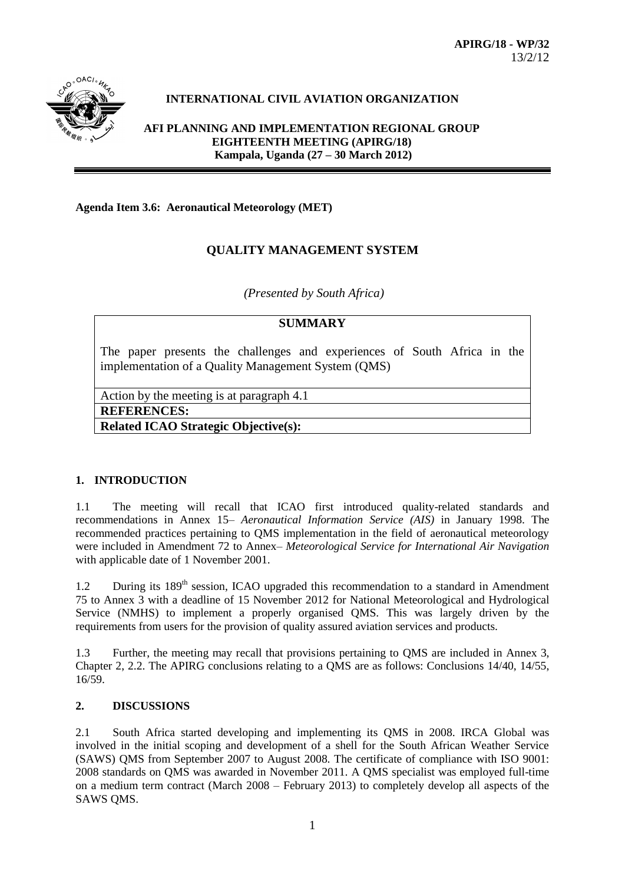APIRG/18 - WP/32
13/2/12

**INTERNATIONAL CIVIL AVIATION ORGANIZATION**

**AFI PLANNING AND IMPLEMENTATION REGIONAL GROUP
EIGHTEENTH MEETING (APIRG/18)
Kampala, Uganda (27 – 30 March 2012)**

**Agenda Item 3.6: Aeronautical Meteorology (MET)**

## QUALITY MANAGEMENT SYSTEM

*(Presented by South Africa)*

| **SUMMARY** |
|---|
| The paper presents the challenges and experiences of South Africa in the implementation of a Quality Management System (QMS) |
| Action by the meeting is at paragraph 4.1 |
| **REFERENCES:** |
| **Related ICAO Strategic Objective(s):** |

### 1. INTRODUCTION

1.1 The meeting will recall that ICAO first introduced quality-related standards and recommendations in Annex 15– *Aeronautical Information Service (AIS)* in January 1998. The recommended practices pertaining to QMS implementation in the field of aeronautical meteorology were included in Amendment 72 to Annex– *Meteorological Service for International Air Navigation* with applicable date of 1 November 2001.

1.2 During its 189[th] session, ICAO upgraded this recommendation to a standard in Amendment 75 to Annex 3 with a deadline of 15 November 2012 for National Meteorological and Hydrological Service (NMHS) to implement a properly organised QMS. This was largely driven by the requirements from users for the provision of quality assured aviation services and products.

1.3 Further, the meeting may recall that provisions pertaining to QMS are included in Annex 3, Chapter 2, 2.2. The APIRG conclusions relating to a QMS are as follows: Conclusions 14/40, 14/55, 16/59.

### 2. DISCUSSIONS

2.1 South Africa started developing and implementing its QMS in 2008. IRCA Global was involved in the initial scoping and development of a shell for the South African Weather Service (SAWS) QMS from September 2007 to August 2008. The certificate of compliance with ISO 9001: 2008 standards on QMS was awarded in November 2011. A QMS specialist was employed full-time on a medium term contract (March 2008 – February 2013) to completely develop all aspects of the SAWS QMS.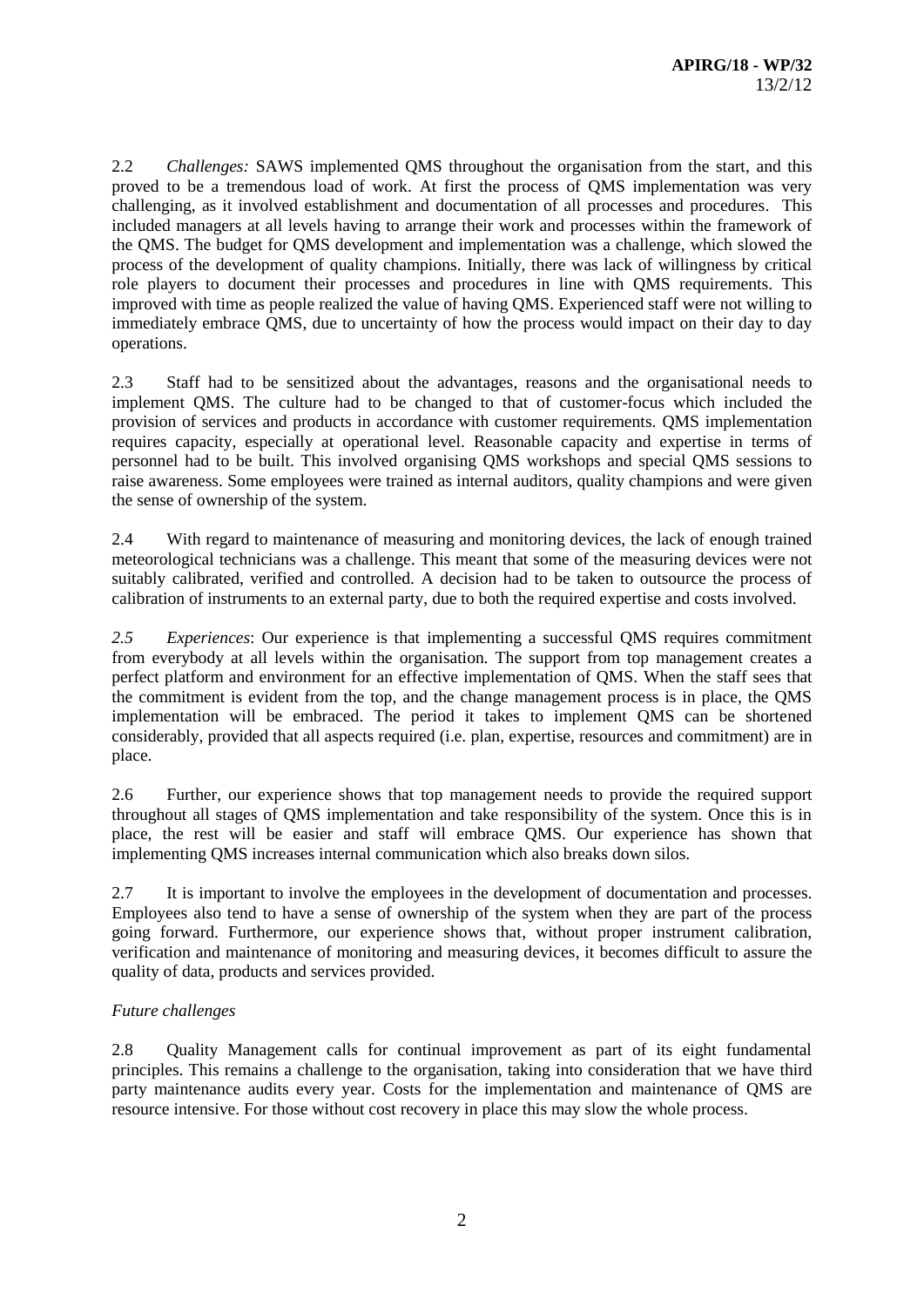2.2 *Challenges:* SAWS implemented QMS throughout the organisation from the start, and this proved to be a tremendous load of work. At first the process of QMS implementation was very challenging, as it involved establishment and documentation of all processes and procedures. This included managers at all levels having to arrange their work and processes within the framework of the QMS. The budget for QMS development and implementation was a challenge, which slowed the process of the development of quality champions. Initially, there was lack of willingness by critical role players to document their processes and procedures in line with QMS requirements. This improved with time as people realized the value of having QMS. Experienced staff were not willing to immediately embrace QMS, due to uncertainty of how the process would impact on their day to day operations.

2.3 Staff had to be sensitized about the advantages, reasons and the organisational needs to implement QMS. The culture had to be changed to that of customer-focus which included the provision of services and products in accordance with customer requirements. QMS implementation requires capacity, especially at operational level. Reasonable capacity and expertise in terms of personnel had to be built. This involved organising QMS workshops and special QMS sessions to raise awareness. Some employees were trained as internal auditors, quality champions and were given the sense of ownership of the system.

2.4 With regard to maintenance of measuring and monitoring devices, the lack of enough trained meteorological technicians was a challenge. This meant that some of the measuring devices were not suitably calibrated, verified and controlled. A decision had to be taken to outsource the process of calibration of instruments to an external party, due to both the required expertise and costs involved.

*2.5 Experiences*: Our experience is that implementing a successful QMS requires commitment from everybody at all levels within the organisation. The support from top management creates a perfect platform and environment for an effective implementation of QMS. When the staff sees that the commitment is evident from the top, and the change management process is in place, the QMS implementation will be embraced. The period it takes to implement QMS can be shortened considerably, provided that all aspects required (i.e. plan, expertise, resources and commitment) are in place.

2.6 Further, our experience shows that top management needs to provide the required support throughout all stages of QMS implementation and take responsibility of the system. Once this is in place, the rest will be easier and staff will embrace QMS. Our experience has shown that implementing QMS increases internal communication which also breaks down silos.

2.7 It is important to involve the employees in the development of documentation and processes. Employees also tend to have a sense of ownership of the system when they are part of the process going forward. Furthermore, our experience shows that, without proper instrument calibration, verification and maintenance of monitoring and measuring devices, it becomes difficult to assure the quality of data, products and services provided.

*Future challenges*

2.8 Quality Management calls for continual improvement as part of its eight fundamental principles. This remains a challenge to the organisation, taking into consideration that we have third party maintenance audits every year. Costs for the implementation and maintenance of QMS are resource intensive. For those without cost recovery in place this may slow the whole process.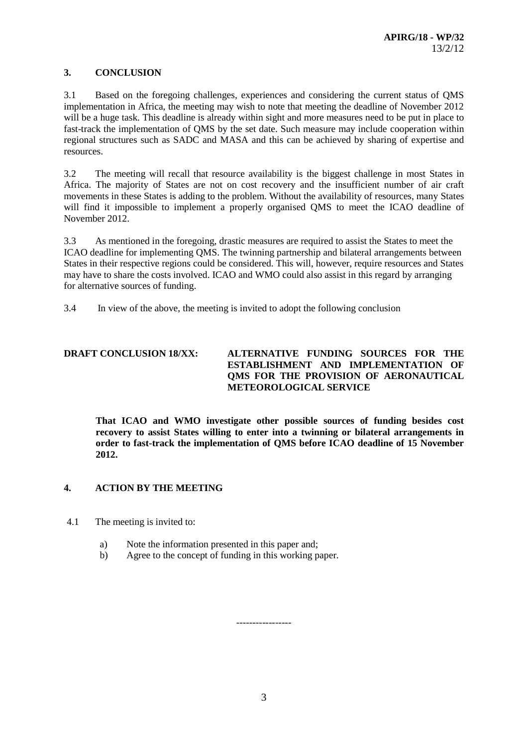## 3. CONCLUSION

3.1 Based on the foregoing challenges, experiences and considering the current status of QMS implementation in Africa, the meeting may wish to note that meeting the deadline of November 2012 will be a huge task. This deadline is already within sight and more measures need to be put in place to fast-track the implementation of QMS by the set date. Such measure may include cooperation within regional structures such as SADC and MASA and this can be achieved by sharing of expertise and resources.

3.2 The meeting will recall that resource availability is the biggest challenge in most States in Africa. The majority of States are not on cost recovery and the insufficient number of air craft movements in these States is adding to the problem. Without the availability of resources, many States will find it impossible to implement a properly organised QMS to meet the ICAO deadline of November 2012.

3.3 As mentioned in the foregoing, drastic measures are required to assist the States to meet the ICAO deadline for implementing QMS. The twinning partnership and bilateral arrangements between States in their respective regions could be considered. This will, however, require resources and States may have to share the costs involved. ICAO and WMO could also assist in this regard by arranging for alternative sources of funding.

3.4 In view of the above, the meeting is invited to adopt the following conclusion

**DRAFT CONCLUSION 18/XX: ALTERNATIVE FUNDING SOURCES FOR THE ESTABLISHMENT AND IMPLEMENTATION OF QMS FOR THE PROVISION OF AERONAUTICAL METEOROLOGICAL SERVICE**

**That ICAO and WMO investigate other possible sources of funding besides cost recovery to assist States willing to enter into a twinning or bilateral arrangements in order to fast-track the implementation of QMS before ICAO deadline of 15 November 2012.**

## 4. ACTION BY THE MEETING

4.1 The meeting is invited to:

a) Note the information presented in this paper and;
b) Agree to the concept of funding in this working paper.

-----------------